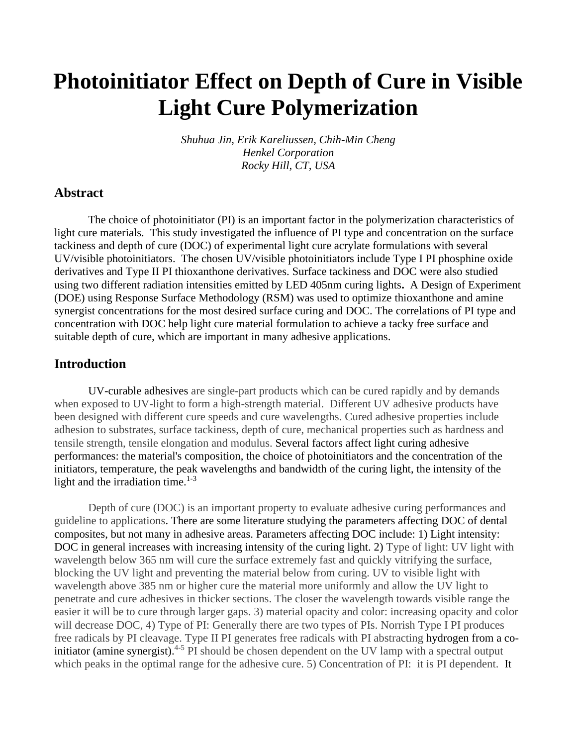# Photoinitiator Effect on Depth of Cure in Visible Light Cure Polymerization

*Shuhua Jin, Erik Kareliussen, Chih-Min Cheng*
*Henkel Corporation*
*Rocky Hill, CT, USA*

## Abstract

The choice of photoinitiator (PI) is an important factor in the polymerization characteristics of light cure materials. This study investigated the influence of PI type and concentration on the surface tackiness and depth of cure (DOC) of experimental light cure acrylate formulations with several UV/visible photoinitiators. The chosen UV/visible photoinitiators include Type I PI phosphine oxide derivatives and Type II PI thioxanthone derivatives. Surface tackiness and DOC were also studied using two different radiation intensities emitted by LED 405nm curing lights**.** A Design of Experiment (DOE) using Response Surface Methodology (RSM) was used to optimize thioxanthone and amine synergist concentrations for the most desired surface curing and DOC. The correlations of PI type and concentration with DOC help light cure material formulation to achieve a tacky free surface and suitable depth of cure, which are important in many adhesive applications.

## Introduction

UV-curable adhesives are single-part products which can be cured rapidly and by demands when exposed to UV-light to form a high-strength material. Different UV adhesive products have been designed with different cure speeds and cure wavelengths. Cured adhesive properties include adhesion to substrates, surface tackiness, depth of cure, mechanical properties such as hardness and tensile strength, tensile elongation and modulus. Several factors affect light curing adhesive performances: the material's composition, the choice of photoinitiators and the concentration of the initiators, temperature, the peak wavelengths and bandwidth of the curing light, the intensity of the light and the irradiation time.[1-3]

Depth of cure (DOC) is an important property to evaluate adhesive curing performances and guideline to applications. There are some literature studying the parameters affecting DOC of dental composites, but not many in adhesive areas. Parameters affecting DOC include: 1) Light intensity: DOC in general increases with increasing intensity of the curing light. 2) Type of light: UV light with wavelength below 365 nm will cure the surface extremely fast and quickly vitrifying the surface, blocking the UV light and preventing the material below from curing. UV to visible light with wavelength above 385 nm or higher cure the material more uniformly and allow the UV light to penetrate and cure adhesives in thicker sections. The closer the wavelength towards visible range the easier it will be to cure through larger gaps. 3) material opacity and color: increasing opacity and color will decrease DOC, 4) Type of PI: Generally there are two types of PIs. Norrish Type I PI produces free radicals by PI cleavage. Type II PI generates free radicals with PI abstracting hydrogen from a co-initiator (amine synergist).[4-5] PI should be chosen dependent on the UV lamp with a spectral output which peaks in the optimal range for the adhesive cure. 5) Concentration of PI: it is PI dependent. It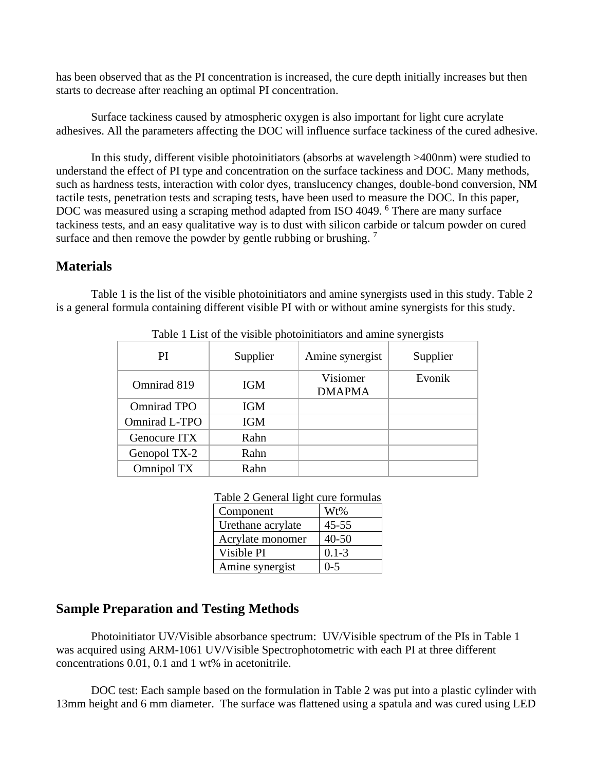has been observed that as the PI concentration is increased, the cure depth initially increases but then starts to decrease after reaching an optimal PI concentration.

Surface tackiness caused by atmospheric oxygen is also important for light cure acrylate adhesives. All the parameters affecting the DOC will influence surface tackiness of the cured adhesive.

In this study, different visible photoinitiators (absorbs at wavelength >400nm) were studied to understand the effect of PI type and concentration on the surface tackiness and DOC. Many methods, such as hardness tests, interaction with color dyes, translucency changes, double-bond conversion, NM tactile tests, penetration tests and scraping tests, have been used to measure the DOC. In this paper, DOC was measured using a scraping method adapted from ISO 4049. [6] There are many surface tackiness tests, and an easy qualitative way is to dust with silicon carbide or talcum powder on cured surface and then remove the powder by gentle rubbing or brushing. [7]

## Materials

Table 1 is the list of the visible photoinitiators and amine synergists used in this study. Table 2 is a general formula containing different visible PI with or without amine synergists for this study.

Table 1 List of the visible photoinitiators and amine synergists

| PI | Supplier | Amine synergist | Supplier |
|---|---|---|---|
| Omnirad 819 | IGM | Visiomer DMAPMA | Evonik |
| Omnirad TPO | IGM | | |
| Omnirad L-TPO | IGM | | |
| Genocure ITX | Rahn | | |
| Genopol TX-2 | Rahn | | |
| Omnipol TX | Rahn | | |

Table 2 General light cure formulas

| Component | Wt% |
|---|---|
| Urethane acrylate | 45-55 |
| Acrylate monomer | 40-50 |
| Visible PI | 0.1-3 |
| Amine synergist | 0-5 |

## Sample Preparation and Testing Methods

Photoinitiator UV/Visible absorbance spectrum: UV/Visible spectrum of the PIs in Table 1 was acquired using ARM-1061 UV/Visible Spectrophotometric with each PI at three different concentrations 0.01, 0.1 and 1 wt% in acetonitrile.

DOC test: Each sample based on the formulation in Table 2 was put into a plastic cylinder with 13mm height and 6 mm diameter. The surface was flattened using a spatula and was cured using LED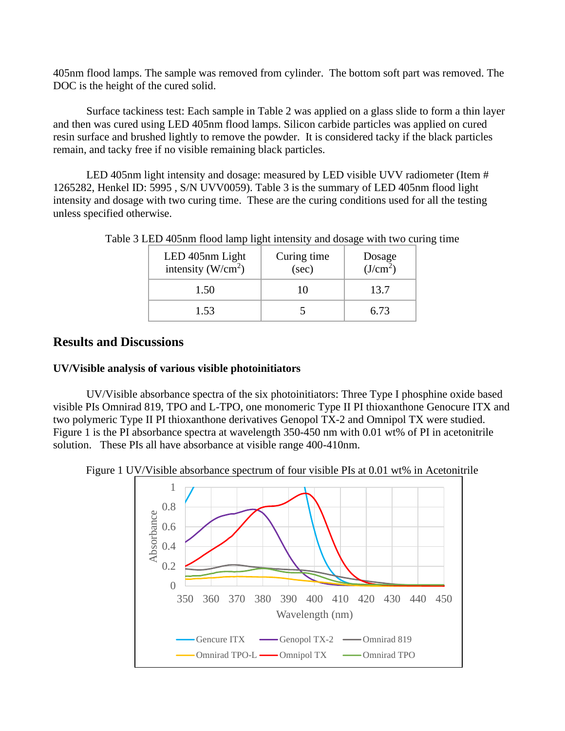405nm flood lamps. The sample was removed from cylinder. The bottom soft part was removed. The DOC is the height of the cured solid.

Surface tackiness test: Each sample in Table 2 was applied on a glass slide to form a thin layer and then was cured using LED 405nm flood lamps. Silicon carbide particles was applied on cured resin surface and brushed lightly to remove the powder. It is considered tacky if the black particles remain, and tacky free if no visible remaining black particles.

LED 405nm light intensity and dosage: measured by LED visible UVV radiometer (Item # 1265282, Henkel ID: 5995 , S/N UVV0059). Table 3 is the summary of LED 405nm flood light intensity and dosage with two curing time. These are the curing conditions used for all the testing unless specified otherwise.

Table 3 LED 405nm flood lamp light intensity and dosage with two curing time

| LED 405nm Light intensity ($W/cm^2$) | Curing time (sec) | Dosage ($J/cm^2$) |
|---|---|---|
| 1.50 | 10 | 13.7 |
| 1.53 | 5 | 6.73 |

## Results and Discussions

### UV/Visible analysis of various visible photoinitiators

UV/Visible absorbance spectra of the six photoinitiators: Three Type I phosphine oxide based visible PIs Omnirad 819, TPO and L-TPO, one monomeric Type II PI thioxanthone Genocure ITX and two polymeric Type II PI thioxanthone derivatives Genopol TX-2 and Omnipol TX were studied. Figure 1 is the PI absorbance spectra at wavelength 350-450 nm with 0.01 wt% of PI in acetonitrile solution. These PIs all have absorbance at visible range 400-410nm.

Figure 1 UV/Visible absorbance spectrum of four visible PIs at 0.01 wt% in Acetonitrile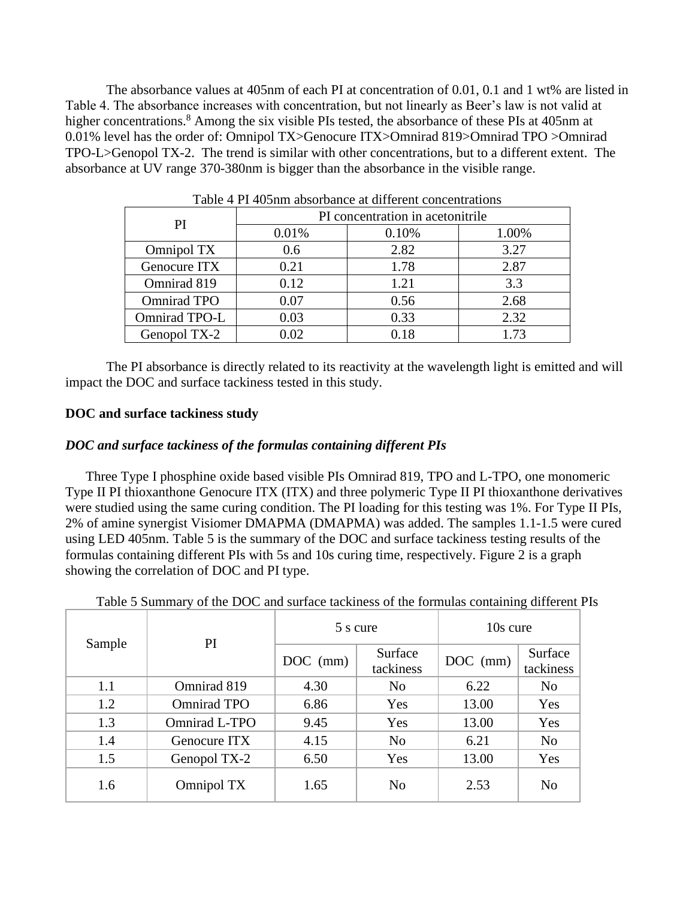The absorbance values at 405nm of each PI at concentration of 0.01, 0.1 and 1 wt% are listed in Table 4. The absorbance increases with concentration, but not linearly as Beer's law is not valid at higher concentrations.[8] Among the six visible PIs tested, the absorbance of these PIs at 405nm at 0.01% level has the order of: Omnipol TX>Genocure ITX>Omnirad 819>Omnirad TPO >Omnirad TPO-L>Genopol TX-2. The trend is similar with other concentrations, but to a different extent. The absorbance at UV range 370-380nm is bigger than the absorbance in the visible range.

Table 4 PI 405nm absorbance at different concentrations

| PI | PI concentration in acetonitrile | | |
|---|---|---|---|
| | 0.01% | 0.10% | 1.00% |
| Omnipol TX | 0.6 | 2.82 | 3.27 |
| Genocure ITX | 0.21 | 1.78 | 2.87 |
| Omnirad 819 | 0.12 | 1.21 | 3.3 |
| Omnirad TPO | 0.07 | 0.56 | 2.68 |
| Omnirad TPO-L | 0.03 | 0.33 | 2.32 |
| Genopol TX-2 | 0.02 | 0.18 | 1.73 |

The PI absorbance is directly related to its reactivity at the wavelength light is emitted and will impact the DOC and surface tackiness tested in this study.

**DOC and surface tackiness study**

***DOC and surface tackiness of the formulas containing different PIs***

Three Type I phosphine oxide based visible PIs Omnirad 819, TPO and L-TPO, one monomeric Type II PI thioxanthone Genocure ITX (ITX) and three polymeric Type II PI thioxanthone derivatives were studied using the same curing condition. The PI loading for this testing was 1%. For Type II PIs, 2% of amine synergist Visiomer DMAPMA (DMAPMA) was added. The samples 1.1-1.5 were cured using LED 405nm. Table 5 is the summary of the DOC and surface tackiness testing results of the formulas containing different PIs with 5s and 10s curing time, respectively. Figure 2 is a graph showing the correlation of DOC and PI type.

Table 5 Summary of the DOC and surface tackiness of the formulas containing different PIs

| Sample | PI | 5 s cure | | 10s cure | |
|---|---|---|---|---|---|
| | | DOC (mm) | Surface tackiness | DOC (mm) | Surface tackiness |
| 1.1 | Omnirad 819 | 4.30 | No | 6.22 | No |
| 1.2 | Omnirad TPO | 6.86 | Yes | 13.00 | Yes |
| 1.3 | Omnirad L-TPO | 9.45 | Yes | 13.00 | Yes |
| 1.4 | Genocure ITX | 4.15 | No | 6.21 | No |
| 1.5 | Genopol TX-2 | 6.50 | Yes | 13.00 | Yes |
| 1.6 | Omnipol TX | 1.65 | No | 2.53 | No |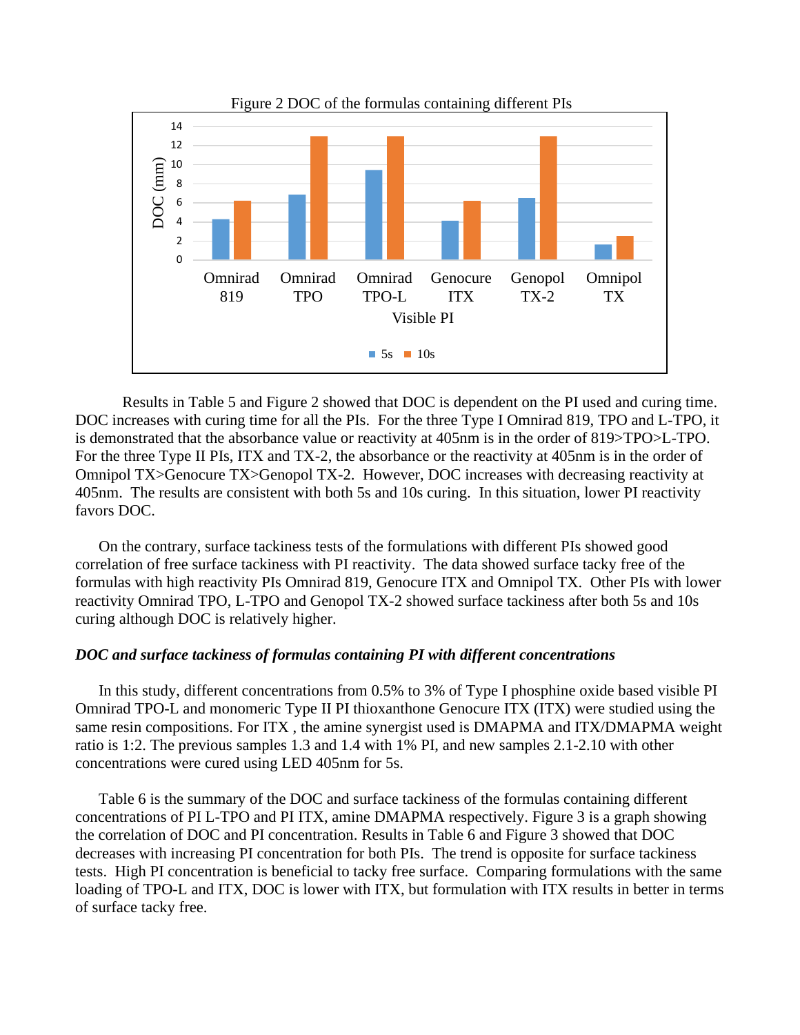Figure 2 DOC of the formulas containing different PIs

Results in Table 5 and Figure 2 showed that DOC is dependent on the PI used and curing time. DOC increases with curing time for all the PIs. For the three Type I Omnirad 819, TPO and L-TPO, it is demonstrated that the absorbance value or reactivity at 405nm is in the order of 819>TPO>L-TPO. For the three Type II PIs, ITX and TX-2, the absorbance or the reactivity at 405nm is in the order of Omnipol TX>Genocure TX>Genopol TX-2. However, DOC increases with decreasing reactivity at 405nm. The results are consistent with both 5s and 10s curing. In this situation, lower PI reactivity favors DOC.

On the contrary, surface tackiness tests of the formulations with different PIs showed good correlation of free surface tackiness with PI reactivity. The data showed surface tacky free of the formulas with high reactivity PIs Omnirad 819, Genocure ITX and Omnipol TX. Other PIs with lower reactivity Omnirad TPO, L-TPO and Genopol TX-2 showed surface tackiness after both 5s and 10s curing although DOC is relatively higher.

***DOC and surface tackiness of formulas containing PI with different concentrations***

In this study, different concentrations from 0.5% to 3% of Type I phosphine oxide based visible PI Omnirad TPO-L and monomeric Type II PI thioxanthone Genocure ITX (ITX) were studied using the same resin compositions. For ITX , the amine synergist used is DMAPMA and ITX/DMAPMA weight ratio is 1:2. The previous samples 1.3 and 1.4 with 1% PI, and new samples 2.1-2.10 with other concentrations were cured using LED 405nm for 5s.

Table 6 is the summary of the DOC and surface tackiness of the formulas containing different concentrations of PI L-TPO and PI ITX, amine DMAPMA respectively. Figure 3 is a graph showing the correlation of DOC and PI concentration. Results in Table 6 and Figure 3 showed that DOC decreases with increasing PI concentration for both PIs. The trend is opposite for surface tackiness tests. High PI concentration is beneficial to tacky free surface. Comparing formulations with the same loading of TPO-L and ITX, DOC is lower with ITX, but formulation with ITX results in better in terms of surface tacky free.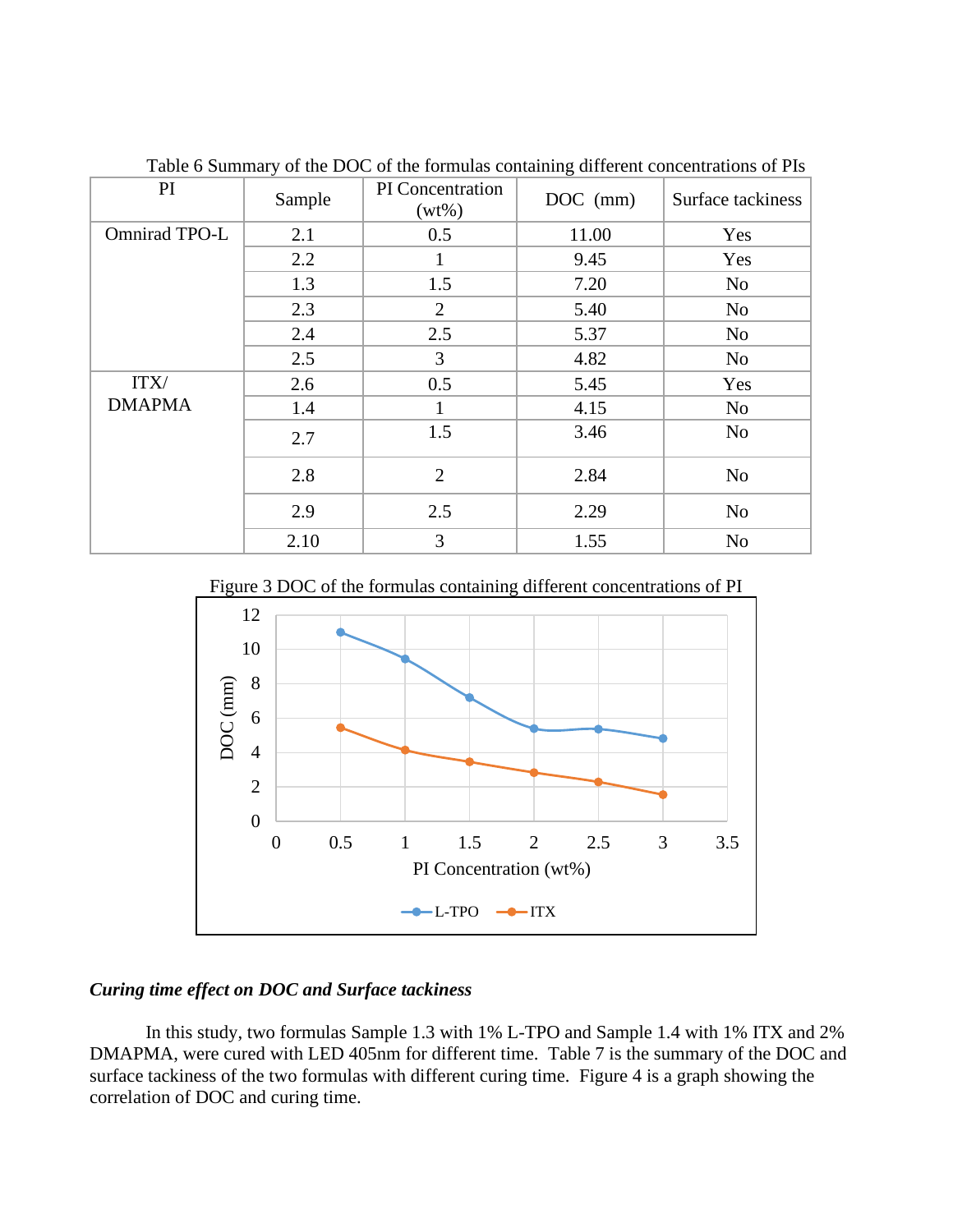Table 6 Summary of the DOC of the formulas containing different concentrations of PIs

| PI | Sample | PI Concentration (wt%) | DOC (mm) | Surface tackiness |
|---|---|---|---|---|
| Omnirad TPO-L | 2.1 | 0.5 | 11.00 | Yes |
| | 2.2 | 1 | 9.45 | Yes |
| | 1.3 | 1.5 | 7.20 | No |
| | 2.3 | 2 | 5.40 | No |
| | 2.4 | 2.5 | 5.37 | No |
| | 2.5 | 3 | 4.82 | No |
| ITX/ DMAPMA | 2.6 | 0.5 | 5.45 | Yes |
| | 1.4 | 1 | 4.15 | No |
| | 2.7 | 1.5 | 3.46 | No |
| | 2.8 | 2 | 2.84 | No |
| | 2.9 | 2.5 | 2.29 | No |
| | 2.10 | 3 | 1.55 | No |

Figure 3 DOC of the formulas containing different concentrations of PI

### *Curing time effect on DOC and Surface tackiness*

In this study, two formulas Sample 1.3 with 1% L-TPO and Sample 1.4 with 1% ITX and 2% DMAPMA, were cured with LED 405nm for different time. Table 7 is the summary of the DOC and surface tackiness of the two formulas with different curing time. Figure 4 is a graph showing the correlation of DOC and curing time.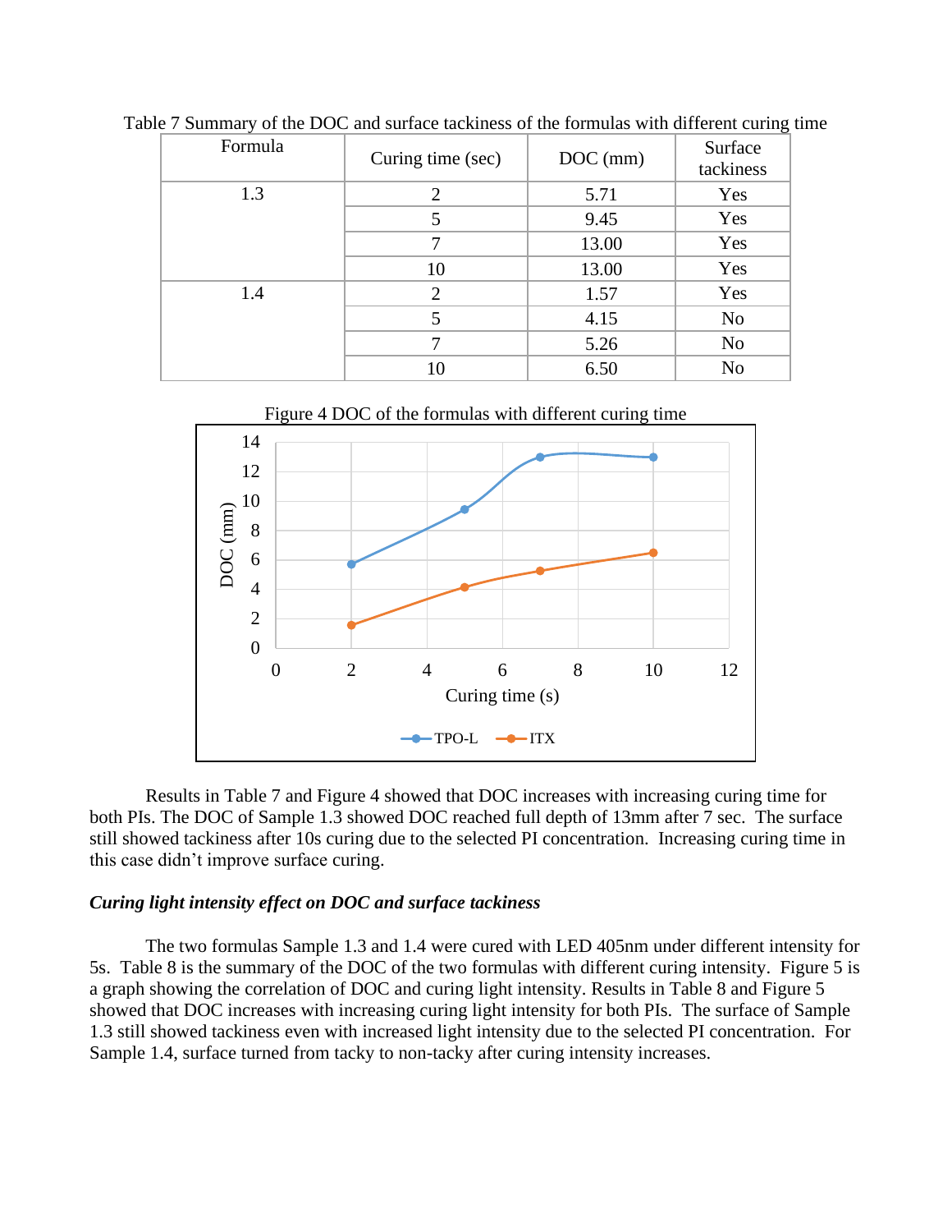Table 7 Summary of the DOC and surface tackiness of the formulas with different curing time

| Formula | Curing time (sec) | DOC (mm) | Surface tackiness |
|---|---|---|---|
| 1.3 | 2 | 5.71 | Yes |
| | 5 | 9.45 | Yes |
| | 7 | 13.00 | Yes |
| | 10 | 13.00 | Yes |
| 1.4 | 2 | 1.57 | Yes |
| | 5 | 4.15 | No |
| | 7 | 5.26 | No |
| | 10 | 6.50 | No |

Figure 4 DOC of the formulas with different curing time

Results in Table 7 and Figure 4 showed that DOC increases with increasing curing time for both PIs. The DOC of Sample 1.3 showed DOC reached full depth of 13mm after 7 sec. The surface still showed tackiness after 10s curing due to the selected PI concentration. Increasing curing time in this case didn't improve surface curing.

***Curing light intensity effect on DOC and surface tackiness***

The two formulas Sample 1.3 and 1.4 were cured with LED 405nm under different intensity for 5s. Table 8 is the summary of the DOC of the two formulas with different curing intensity. Figure 5 is a graph showing the correlation of DOC and curing light intensity. Results in Table 8 and Figure 5 showed that DOC increases with increasing curing light intensity for both PIs. The surface of Sample 1.3 still showed tackiness even with increased light intensity due to the selected PI concentration. For Sample 1.4, surface turned from tacky to non-tacky after curing intensity increases.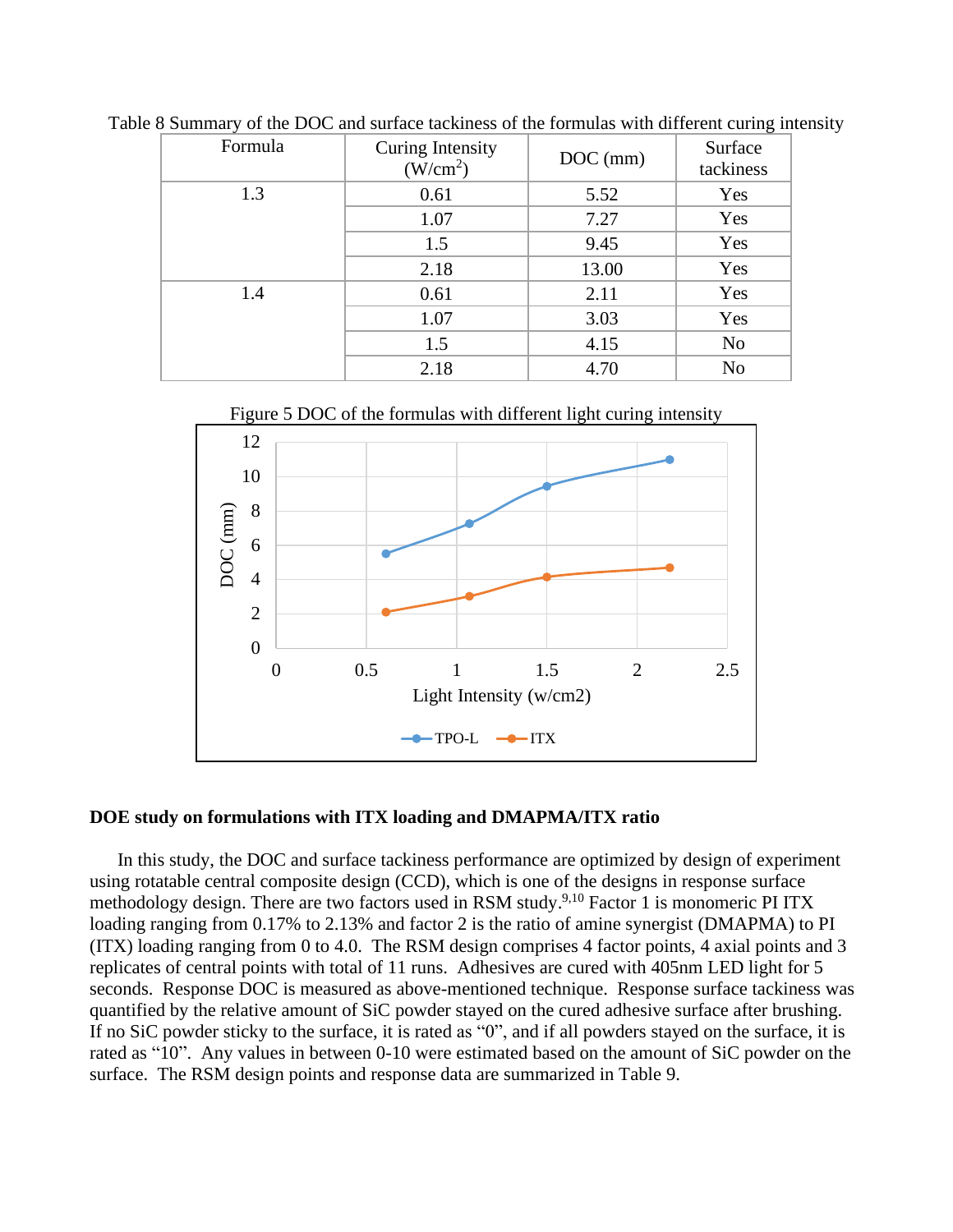Table 8 Summary of the DOC and surface tackiness of the formulas with different curing intensity

| Formula | Curing Intensity ($W/cm^2$) | DOC (mm) | Surface tackiness |
|---|---|---|---|
| 1.3 | 0.61 | 5.52 | Yes |
| | 1.07 | 7.27 | Yes |
| | 1.5 | 9.45 | Yes |
| | 2.18 | 13.00 | Yes |
| 1.4 | 0.61 | 2.11 | Yes |
| | 1.07 | 3.03 | Yes |
| | 1.5 | 4.15 | No |
| | 2.18 | 4.70 | No |

Figure 5 DOC of the formulas with different light curing intensity

**DOE study on formulations with ITX loading and DMAPMA/ITX ratio**

In this study, the DOC and surface tackiness performance are optimized by design of experiment using rotatable central composite design (CCD), which is one of the designs in response surface methodology design. There are two factors used in RSM study.[9,10] Factor 1 is monomeric PI ITX loading ranging from 0.17% to 2.13% and factor 2 is the ratio of amine synergist (DMAPMA) to PI (ITX) loading ranging from 0 to 4.0. The RSM design comprises 4 factor points, 4 axial points and 3 replicates of central points with total of 11 runs. Adhesives are cured with 405nm LED light for 5 seconds. Response DOC is measured as above-mentioned technique. Response surface tackiness was quantified by the relative amount of SiC powder stayed on the cured adhesive surface after brushing. If no SiC powder sticky to the surface, it is rated as "0", and if all powders stayed on the surface, it is rated as "10". Any values in between 0-10 were estimated based on the amount of SiC powder on the surface. The RSM design points and response data are summarized in Table 9.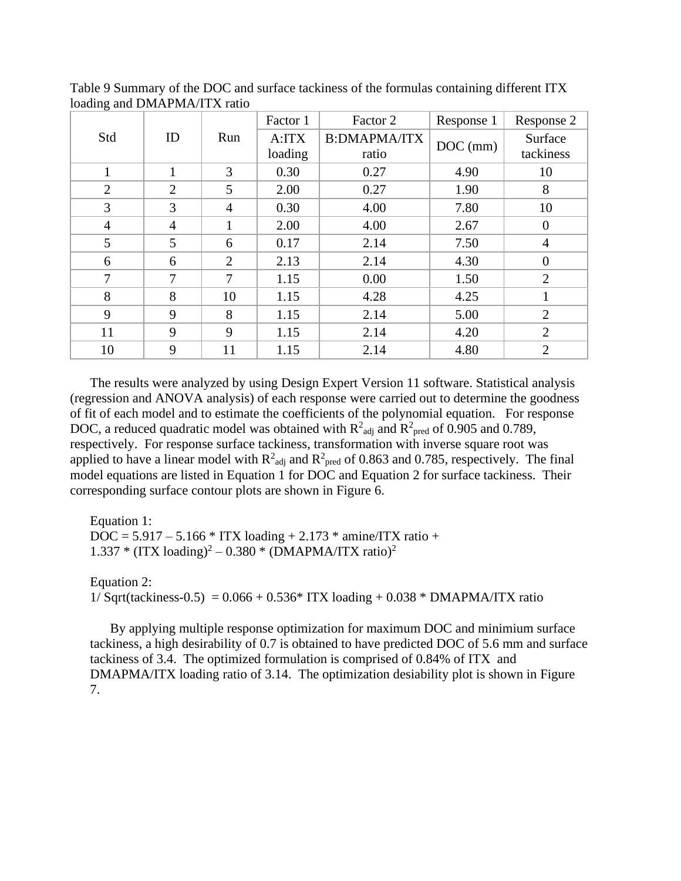Table 9 Summary of the DOC and surface tackiness of the formulas containing different ITX loading and DMAPMA/ITX ratio

| Std | ID | Run | Factor 1 | Factor 2 | Response 1 | Response 2 |
|---|---|---|---|---|---|---|
| | | | A:ITX loading | B:DMAPMA/ITX ratio | DOC (mm) | Surface tackiness |
| 1 | 1 | 3 | 0.30 | 0.27 | 4.90 | 10 |
| 2 | 2 | 5 | 2.00 | 0.27 | 1.90 | 8 |
| 3 | 3 | 4 | 0.30 | 4.00 | 7.80 | 10 |
| 4 | 4 | 1 | 2.00 | 4.00 | 2.67 | 0 |
| 5 | 5 | 6 | 0.17 | 2.14 | 7.50 | 4 |
| 6 | 6 | 2 | 2.13 | 2.14 | 4.30 | 0 |
| 7 | 7 | 7 | 1.15 | 0.00 | 1.50 | 2 |
| 8 | 8 | 10 | 1.15 | 4.28 | 4.25 | 1 |
| 9 | 9 | 8 | 1.15 | 2.14 | 5.00 | 2 |
| 11 | 9 | 9 | 1.15 | 2.14 | 4.20 | 2 |
| 10 | 9 | 11 | 1.15 | 2.14 | 4.80 | 2 |

The results were analyzed by using Design Expert Version 11 software. Statistical analysis (regression and ANOVA analysis) of each response were carried out to determine the goodness of fit of each model and to estimate the coefficients of the polynomial equation. For response DOC, a reduced quadratic model was obtained with $R^2_{adj}$ and $R^2_{pred}$ of 0.905 and 0.789, respectively. For response surface tackiness, transformation with inverse square root was applied to have a linear model with $R^2_{adj}$ and $R^2_{pred}$ of 0.863 and 0.785, respectively. The final model equations are listed in Equation 1 for DOC and Equation 2 for surface tackiness. Their corresponding surface contour plots are shown in Figure 6.

Equation 1:

$$\text{DOC} = 5.917 - 5.166 * \text{ITX loading} + 2.173 * \text{amine/ITX ratio} + 1.337 * (\text{ITX loading})^2 - 0.380 * (\text{DMAPMA/ITX ratio})^2$$

Equation 2:

$$1/\text{Sqrt}(\text{tackiness}-0.5) = 0.066 + 0.536 * \text{ITX loading} + 0.038 * \text{DMAPMA/ITX ratio}$$

By applying multiple response optimization for maximum DOC and minimium surface tackiness, a high desirability of 0.7 is obtained to have predicted DOC of 5.6 mm and surface tackiness of 3.4. The optimized formulation is comprised of 0.84% of ITX and DMAPMA/ITX loading ratio of 3.14. The optimization desiability plot is shown in Figure 7.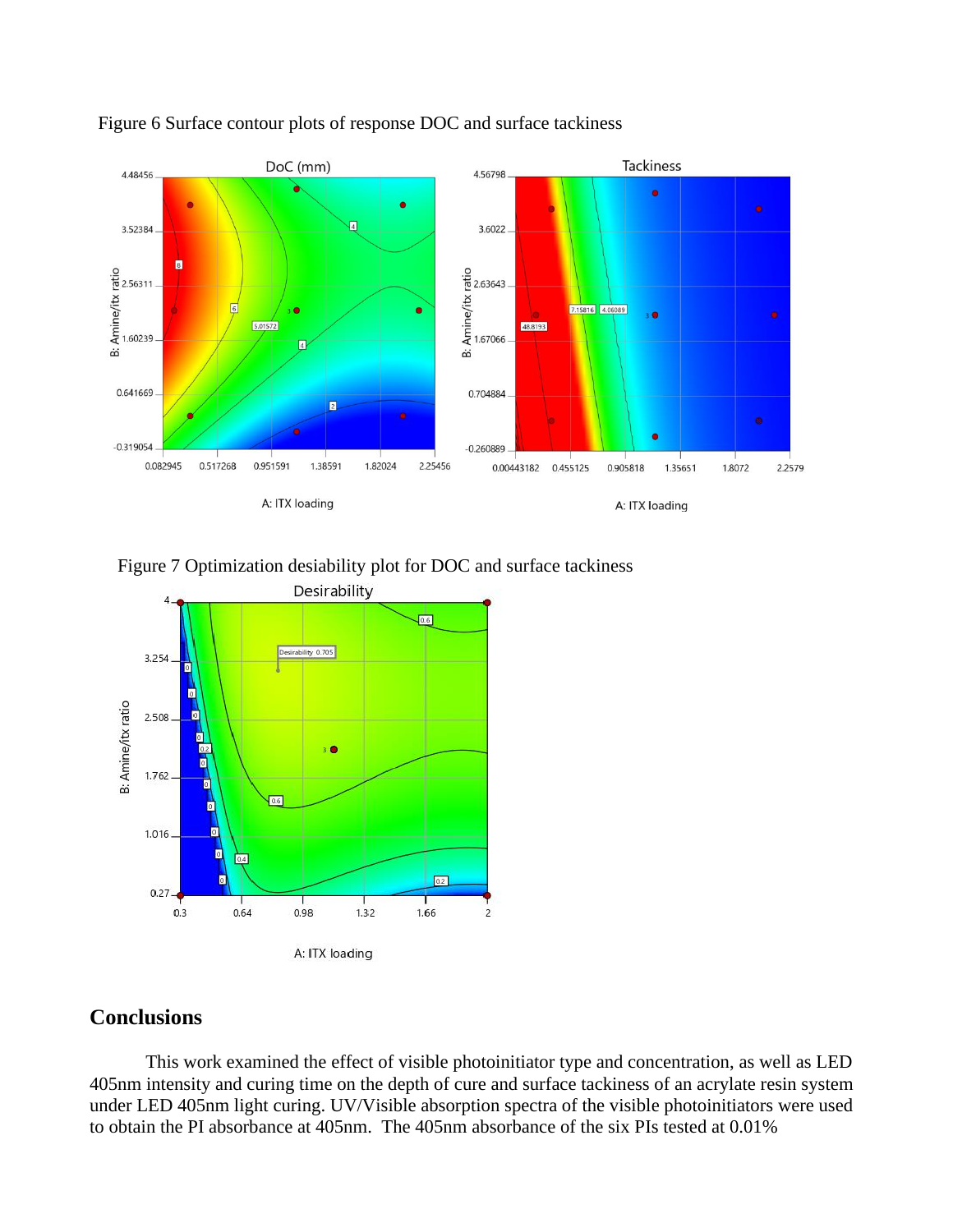Figure 6 Surface contour plots of response DOC and surface tackiness

Figure 7 Optimization desiability plot for DOC and surface tackiness

## Conclusions

This work examined the effect of visible photoinitiator type and concentration, as well as LED 405nm intensity and curing time on the depth of cure and surface tackiness of an acrylate resin system under LED 405nm light curing. UV/Visible absorption spectra of the visible photoinitiators were used to obtain the PI absorbance at 405nm. The 405nm absorbance of the six PIs tested at 0.01%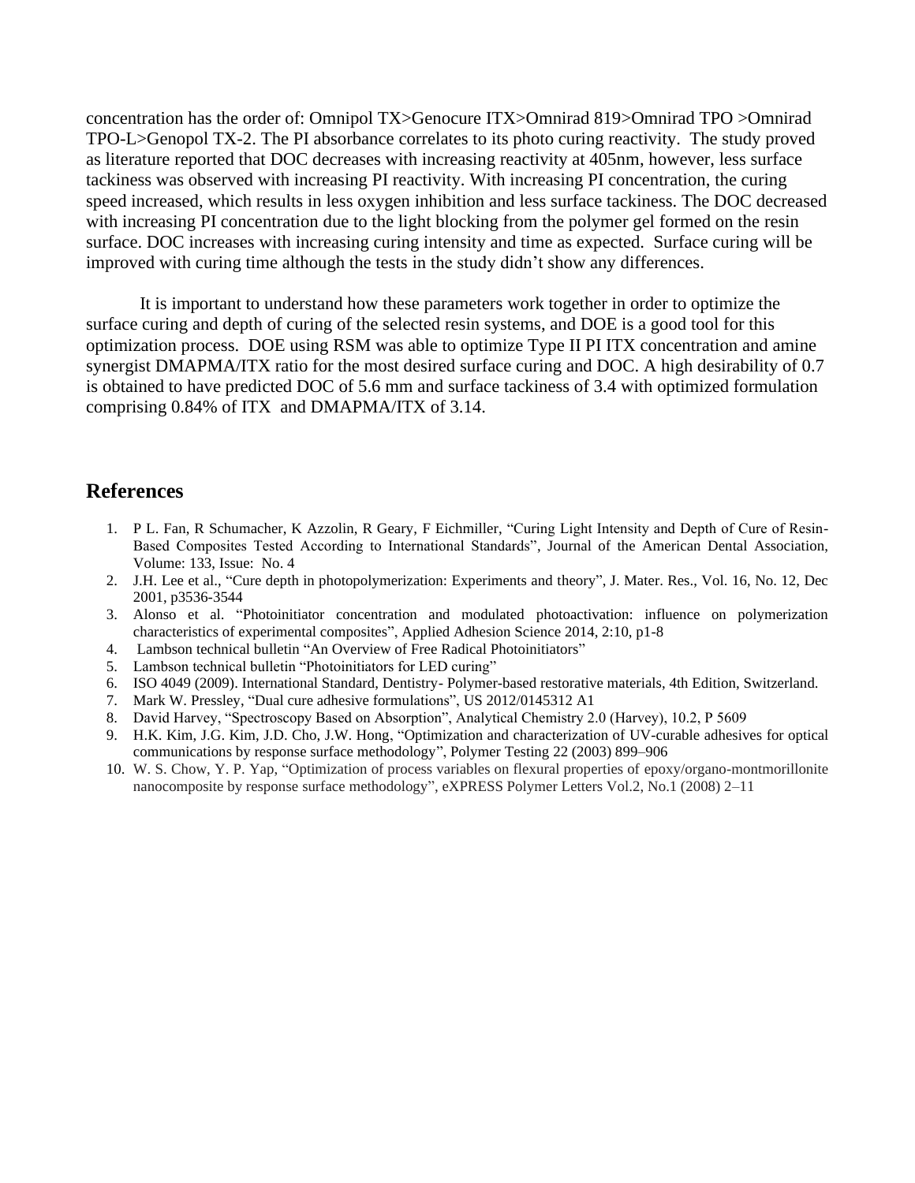concentration has the order of: Omnipol TX>Genocure ITX>Omnirad 819>Omnirad TPO >Omnirad TPO-L>Genopol TX-2. The PI absorbance correlates to its photo curing reactivity. The study proved as literature reported that DOC decreases with increasing reactivity at 405nm, however, less surface tackiness was observed with increasing PI reactivity. With increasing PI concentration, the curing speed increased, which results in less oxygen inhibition and less surface tackiness. The DOC decreased with increasing PI concentration due to the light blocking from the polymer gel formed on the resin surface. DOC increases with increasing curing intensity and time as expected. Surface curing will be improved with curing time although the tests in the study didn't show any differences.

It is important to understand how these parameters work together in order to optimize the surface curing and depth of curing of the selected resin systems, and DOE is a good tool for this optimization process. DOE using RSM was able to optimize Type II PI ITX concentration and amine synergist DMAPMA/ITX ratio for the most desired surface curing and DOC. A high desirability of 0.7 is obtained to have predicted DOC of 5.6 mm and surface tackiness of 3.4 with optimized formulation comprising 0.84% of ITX and DMAPMA/ITX of 3.14.

## References

1. P L. Fan, R Schumacher, K Azzolin, R Geary, F Eichmiller, "Curing Light Intensity and Depth of Cure of Resin-Based Composites Tested According to International Standards", Journal of the American Dental Association, Volume: 133, Issue: No. 4
2. J.H. Lee et al., "Cure depth in photopolymerization: Experiments and theory", J. Mater. Res., Vol. 16, No. 12, Dec 2001, p3536-3544
3. Alonso et al. "Photoinitiator concentration and modulated photoactivation: influence on polymerization characteristics of experimental composites", Applied Adhesion Science 2014, 2:10, p1-8
4. Lambson technical bulletin "An Overview of Free Radical Photoinitiators"
5. Lambson technical bulletin "Photoinitiators for LED curing"
6. ISO 4049 (2009). International Standard, Dentistry- Polymer-based restorative materials, 4th Edition, Switzerland.
7. Mark W. Pressley, "Dual cure adhesive formulations", US 2012/0145312 A1
8. David Harvey, "Spectroscopy Based on Absorption", Analytical Chemistry 2.0 (Harvey), 10.2, P 5609
9. H.K. Kim, J.G. Kim, J.D. Cho, J.W. Hong, "Optimization and characterization of UV-curable adhesives for optical communications by response surface methodology", Polymer Testing 22 (2003) 899–906
10. W. S. Chow, Y. P. Yap, "Optimization of process variables on flexural properties of epoxy/organo-montmorillonite nanocomposite by response surface methodology", eXPRESS Polymer Letters Vol.2, No.1 (2008) 2–11